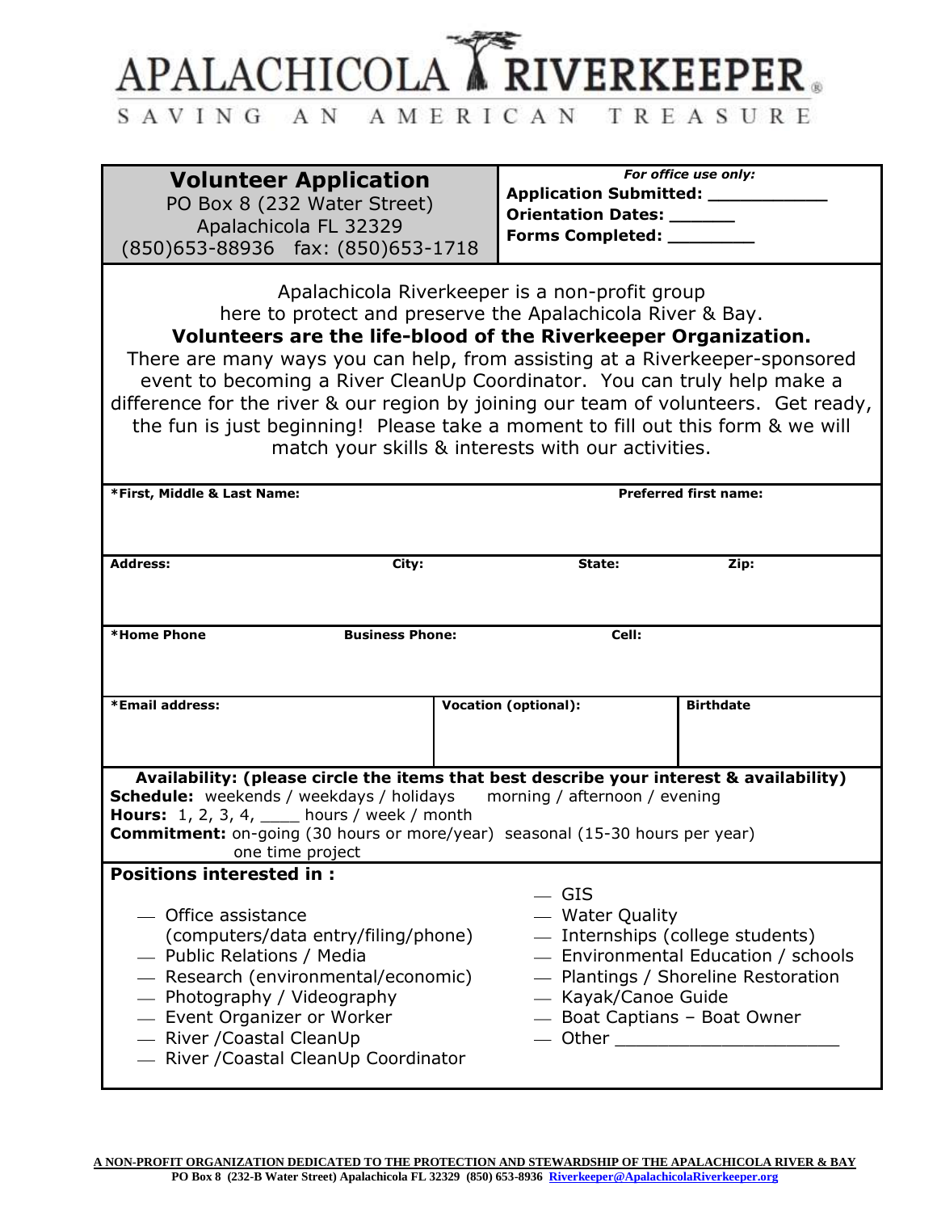# APALACHICOLA RIVERKEEPER®

SAVING AN AMERICAN TREASURE

| **Volunteer Application**<br>PO Box 8 (232 Water Street)<br>Apalachicola FL 32329<br>(850)653-88936 fax: (850)653-1718 | *For office use only:*<br>**Application Submitted: \_\_\_\_\_\_\_\_\_\_\_**<br>**Orientation Dates: \_\_\_\_\_\_**<br>**Forms Completed: \_\_\_\_\_\_\_\_** |
|---|---|

Apalachicola Riverkeeper is a non-profit group here to protect and preserve the Apalachicola River & Bay.

**Volunteers are the life-blood of the Riverkeeper Organization.**

There are many ways you can help, from assisting at a Riverkeeper-sponsored event to becoming a River CleanUp Coordinator. You can truly help make a difference for the river & our region by joining our team of volunteers. Get ready, the fun is just beginning! Please take a moment to fill out this form & we will match your skills & interests with our activities.

| **\*First, Middle & Last Name:** | | **Preferred first name:** | |
|---|---|---|---|
| | | | |
| **Address:** | **City:** | **State:** | **Zip:** |
| | | | |
| **\*Home Phone** | **Business Phone:** | **Cell:** | |
| | | | |
| **\*Email address:** | **Vocation (optional):** | **Birthdate** | |
| | | | |

**Availability: (please circle the items that best describe your interest & availability)**

**Schedule:** weekends / weekdays / holidays morning / afternoon / evening

**Hours:** 1, 2, 3, 4, \_\_\_\_ hours / week / month

**Commitment:** on-going (30 hours or more/year) seasonal (15-30 hours per year) one time project

**Positions interested in :**

- \_\_ Office assistance (computers/data entry/filing/phone)
- \_\_ Public Relations / Media
- \_\_ Research (environmental/economic)
- \_\_ Photography / Videography
- \_\_ Event Organizer or Worker
- \_\_ River /Coastal CleanUp
- \_\_ River /Coastal CleanUp Coordinator
- \_\_ GIS
- \_\_ Water Quality
- \_\_ Internships (college students)
- \_\_ Environmental Education / schools
- \_\_ Plantings / Shoreline Restoration
- \_\_ Kayak/Canoe Guide
- \_\_ Boat Captians – Boat Owner
- \_\_ Other \_\_\_\_\_\_\_\_\_\_\_\_\_\_\_\_\_\_\_\_\_

**A NON-PROFIT ORGANIZATION DEDICATED TO THE PROTECTION AND STEWARDSHIP OF THE APALACHICOLA RIVER & BAY**
**PO Box 8 (232-B Water Street) Apalachicola FL 32329 (850) 653-8936 Riverkeeper@ApalachicolaRiverkeeper.org**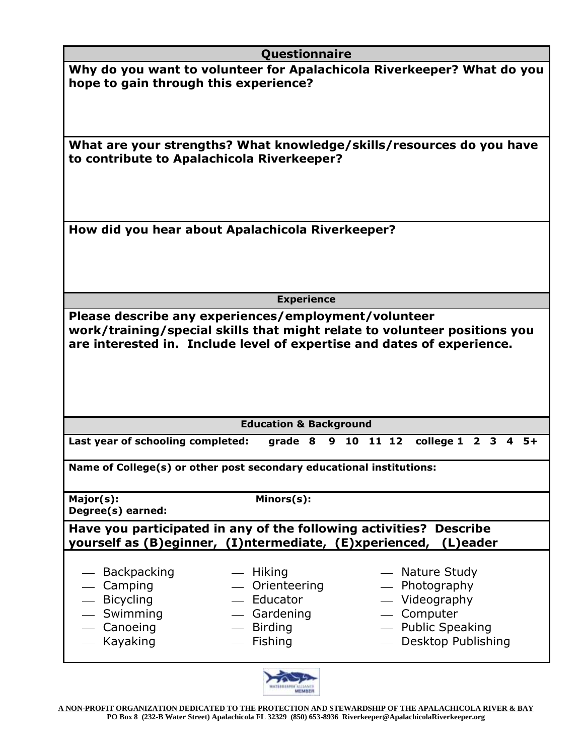## Questionnaire

**Why do you want to volunteer for Apalachicola Riverkeeper? What do you hope to gain through this experience?**

**What are your strengths? What knowledge/skills/resources do you have to contribute to Apalachicola Riverkeeper?**

**How did you hear about Apalachicola Riverkeeper?**

## Experience

**Please describe any experiences/employment/volunteer work/training/special skills that might relate to volunteer positions you are interested in. Include level of expertise and dates of experience.**

## Education & Background

**Last year of schooling completed:** grade 8 9 10 11 12 college 1 2 3 4 5+

**Name of College(s) or other post secondary educational institutions:**

**Major(s):** **Minors(s):**

**Degree(s) earned:**

**Have you participated in any of the following activities? Describe yourself as (B)eginner, (I)ntermediate, (E)xperienced, (L)eader**

- ___ Backpacking
- ___ Camping
- ___ Bicycling
- ___ Swimming
- ___ Canoeing
- ___ Kayaking
- ___ Hiking
- ___ Orienteering
- ___ Educator
- ___ Gardening
- ___ Birding
- ___ Fishing
- ___ Nature Study
- ___ Photography
- ___ Videography
- ___ Computer
- ___ Public Speaking
- ___ Desktop Publishing

WATERKEEPER ALLIANCE MEMBER

A NON-PROFIT ORGANIZATION DEDICATED TO THE PROTECTION AND STEWARDSHIP OF THE APALACHICOLA RIVER & BAY
PO Box 8 (232-B Water Street) Apalachicola FL 32329 (850) 653-8936 Riverkeeper@ApalachicolaRiverkeeper.org